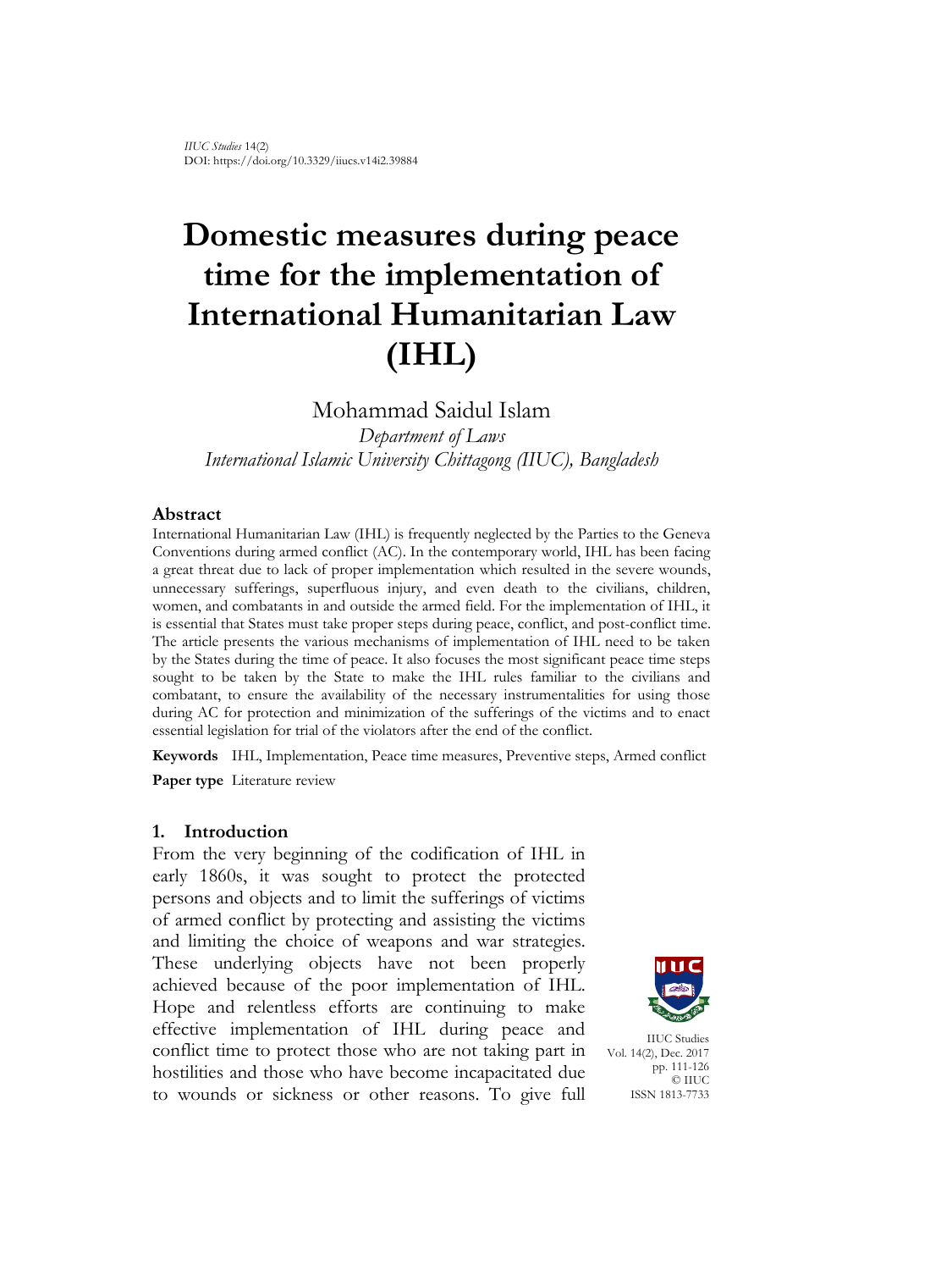*IIUC Studies* 14(2)
DOI: https://doi.org/10.3329/iiucs.v14i2.39884

# Domestic measures during peace time for the implementation of International Humanitarian Law (IHL)

Mohammad Saidul Islam

*Department of Laws*

*International Islamic University Chittagong (IIUC), Bangladesh*

## Abstract

International Humanitarian Law (IHL) is frequently neglected by the Parties to the Geneva Conventions during armed conflict (AC). In the contemporary world, IHL has been facing a great threat due to lack of proper implementation which resulted in the severe wounds, unnecessary sufferings, superfluous injury, and even death to the civilians, children, women, and combatants in and outside the armed field. For the implementation of IHL, it is essential that States must take proper steps during peace, conflict, and post-conflict time. The article presents the various mechanisms of implementation of IHL need to be taken by the States during the time of peace. It also focuses the most significant peace time steps sought to be taken by the State to make the IHL rules familiar to the civilians and combatant, to ensure the availability of the necessary instrumentalities for using those during AC for protection and minimization of the sufferings of the victims and to enact essential legislation for trial of the violators after the end of the conflict.

**Keywords** IHL, Implementation, Peace time measures, Preventive steps, Armed conflict

**Paper type** Literature review

## 1. Introduction

From the very beginning of the codification of IHL in early 1860s, it was sought to protect the protected persons and objects and to limit the sufferings of victims of armed conflict by protecting and assisting the victims and limiting the choice of weapons and war strategies. These underlying objects have not been properly achieved because of the poor implementation of IHL. Hope and relentless efforts are continuing to make effective implementation of IHL during peace and conflict time to protect those who are not taking part in hostilities and those who have become incapacitated due to wounds or sickness or other reasons. To give full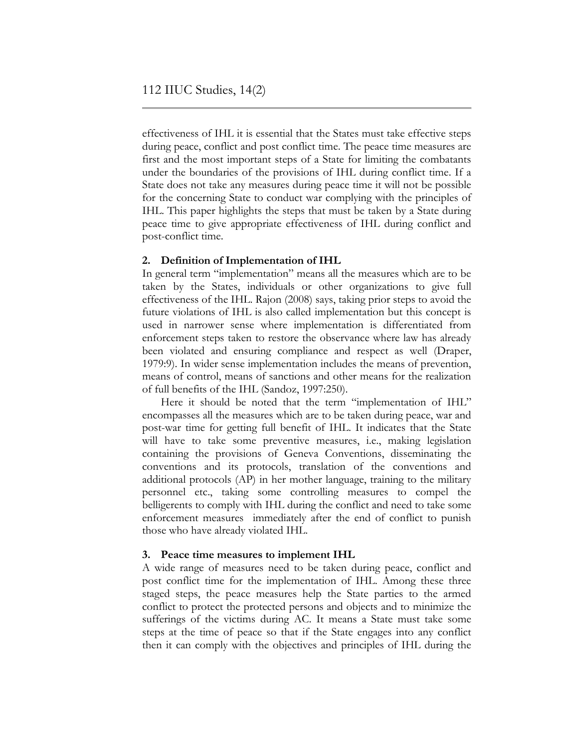effectiveness of IHL it is essential that the States must take effective steps during peace, conflict and post conflict time. The peace time measures are first and the most important steps of a State for limiting the combatants under the boundaries of the provisions of IHL during conflict time. If a State does not take any measures during peace time it will not be possible for the concerning State to conduct war complying with the principles of IHL. This paper highlights the steps that must be taken by a State during peace time to give appropriate effectiveness of IHL during conflict and post-conflict time.

## 2. Definition of Implementation of IHL

In general term "implementation" means all the measures which are to be taken by the States, individuals or other organizations to give full effectiveness of the IHL. Rajon (2008) says, taking prior steps to avoid the future violations of IHL is also called implementation but this concept is used in narrower sense where implementation is differentiated from enforcement steps taken to restore the observance where law has already been violated and ensuring compliance and respect as well (Draper, 1979:9). In wider sense implementation includes the means of prevention, means of control, means of sanctions and other means for the realization of full benefits of the IHL (Sandoz, 1997:250).

Here it should be noted that the term "implementation of IHL" encompasses all the measures which are to be taken during peace, war and post-war time for getting full benefit of IHL. It indicates that the State will have to take some preventive measures, i.e., making legislation containing the provisions of Geneva Conventions, disseminating the conventions and its protocols, translation of the conventions and additional protocols (AP) in her mother language, training to the military personnel etc., taking some controlling measures to compel the belligerents to comply with IHL during the conflict and need to take some enforcement measures immediately after the end of conflict to punish those who have already violated IHL.

## 3. Peace time measures to implement IHL

A wide range of measures need to be taken during peace, conflict and post conflict time for the implementation of IHL. Among these three staged steps, the peace measures help the State parties to the armed conflict to protect the protected persons and objects and to minimize the sufferings of the victims during AC. It means a State must take some steps at the time of peace so that if the State engages into any conflict then it can comply with the objectives and principles of IHL during the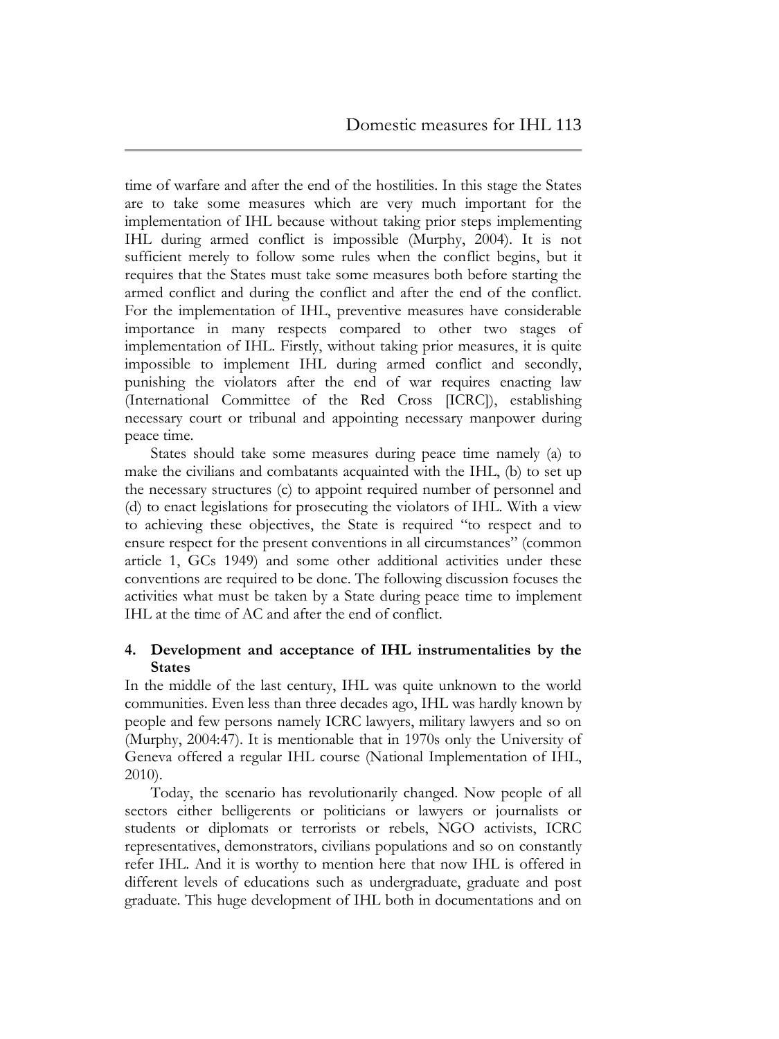time of warfare and after the end of the hostilities. In this stage the States are to take some measures which are very much important for the implementation of IHL because without taking prior steps implementing IHL during armed conflict is impossible (Murphy, 2004). It is not sufficient merely to follow some rules when the conflict begins, but it requires that the States must take some measures both before starting the armed conflict and during the conflict and after the end of the conflict. For the implementation of IHL, preventive measures have considerable importance in many respects compared to other two stages of implementation of IHL. Firstly, without taking prior measures, it is quite impossible to implement IHL during armed conflict and secondly, punishing the violators after the end of war requires enacting law (International Committee of the Red Cross [ICRC]), establishing necessary court or tribunal and appointing necessary manpower during peace time.

States should take some measures during peace time namely (a) to make the civilians and combatants acquainted with the IHL, (b) to set up the necessary structures (c) to appoint required number of personnel and (d) to enact legislations for prosecuting the violators of IHL. With a view to achieving these objectives, the State is required "to respect and to ensure respect for the present conventions in all circumstances" (common article 1, GCs 1949) and some other additional activities under these conventions are required to be done. The following discussion focuses the activities what must be taken by a State during peace time to implement IHL at the time of AC and after the end of conflict.

## 4. Development and acceptance of IHL instrumentalities by the States

In the middle of the last century, IHL was quite unknown to the world communities. Even less than three decades ago, IHL was hardly known by people and few persons namely ICRC lawyers, military lawyers and so on (Murphy, 2004:47). It is mentionable that in 1970s only the University of Geneva offered a regular IHL course (National Implementation of IHL, 2010).

Today, the scenario has revolutionarily changed. Now people of all sectors either belligerents or politicians or lawyers or journalists or students or diplomats or terrorists or rebels, NGO activists, ICRC representatives, demonstrators, civilians populations and so on constantly refer IHL. And it is worthy to mention here that now IHL is offered in different levels of educations such as undergraduate, graduate and post graduate. This huge development of IHL both in documentations and on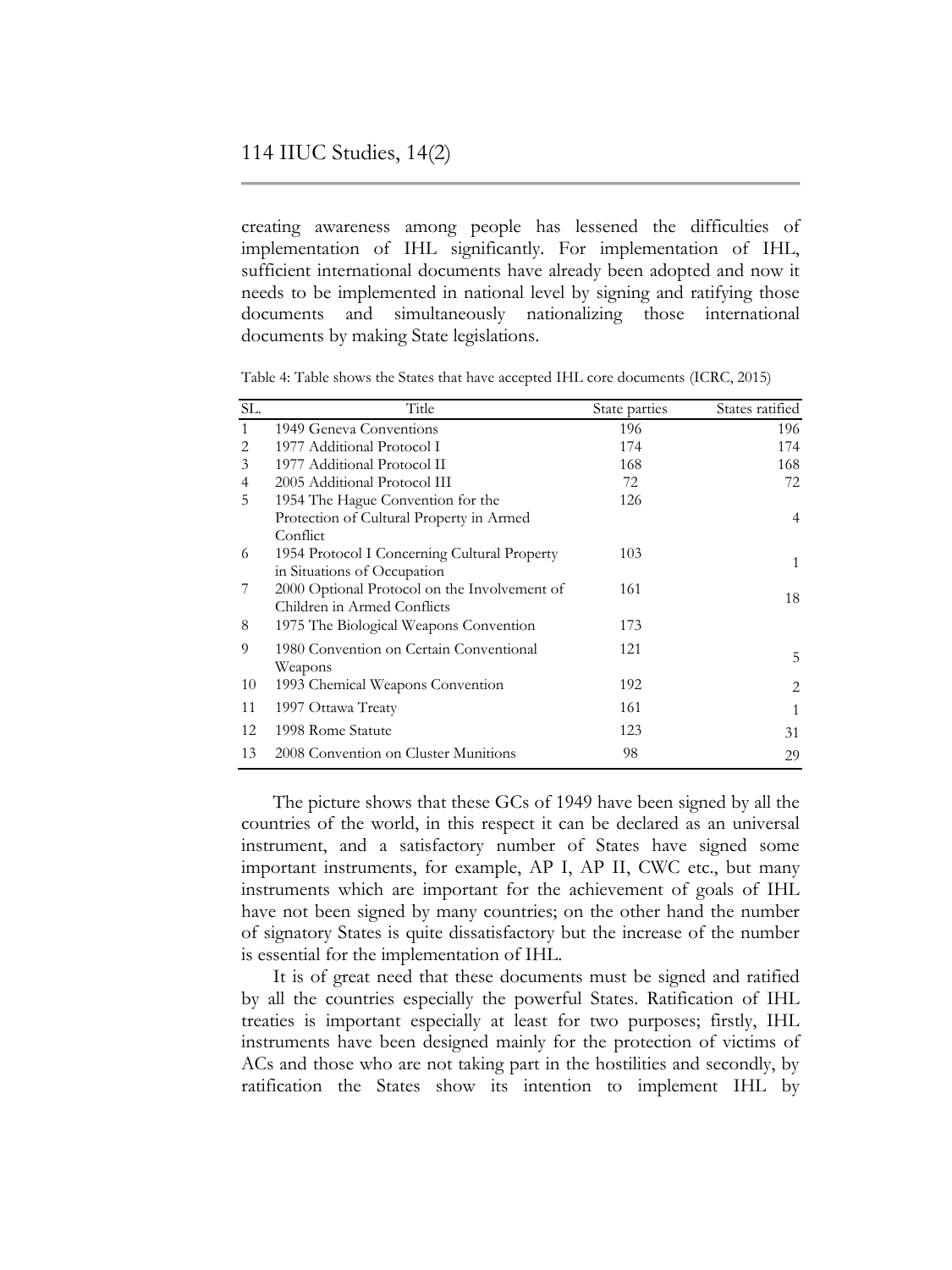creating awareness among people has lessened the difficulties of implementation of IHL significantly. For implementation of IHL, sufficient international documents have already been adopted and now it needs to be implemented in national level by signing and ratifying those documents and simultaneously nationalizing those international documents by making State legislations.

Table 4: Table shows the States that have accepted IHL core documents (ICRC, 2015)

| SL. | Title | State parties | States ratified |
|---|---|---|---|
| 1 | 1949 Geneva Conventions | 196 | 196 |
| 2 | 1977 Additional Protocol I | 174 | 174 |
| 3 | 1977 Additional Protocol II | 168 | 168 |
| 4 | 2005 Additional Protocol III | 72 | 72 |
| 5 | 1954 The Hague Convention for the Protection of Cultural Property in Armed Conflict | 126 | 4 |
| 6 | 1954 Protocol I Concerning Cultural Property in Situations of Occupation | 103 | 1 |
| 7 | 2000 Optional Protocol on the Involvement of Children in Armed Conflicts | 161 | 18 |
| 8 | 1975 The Biological Weapons Convention | 173 | |
| 9 | 1980 Convention on Certain Conventional Weapons | 121 | 5 |
| 10 | 1993 Chemical Weapons Convention | 192 | 2 |
| 11 | 1997 Ottawa Treaty | 161 | 1 |
| 12 | 1998 Rome Statute | 123 | 31 |
| 13 | 2008 Convention on Cluster Munitions | 98 | 29 |

The picture shows that these GCs of 1949 have been signed by all the countries of the world, in this respect it can be declared as an universal instrument, and a satisfactory number of States have signed some important instruments, for example, AP I, AP II, CWC etc., but many instruments which are important for the achievement of goals of IHL have not been signed by many countries; on the other hand the number of signatory States is quite dissatisfactory but the increase of the number is essential for the implementation of IHL.

It is of great need that these documents must be signed and ratified by all the countries especially the powerful States. Ratification of IHL treaties is important especially at least for two purposes; firstly, IHL instruments have been designed mainly for the protection of victims of ACs and those who are not taking part in the hostilities and secondly, by ratification the States show its intention to implement IHL by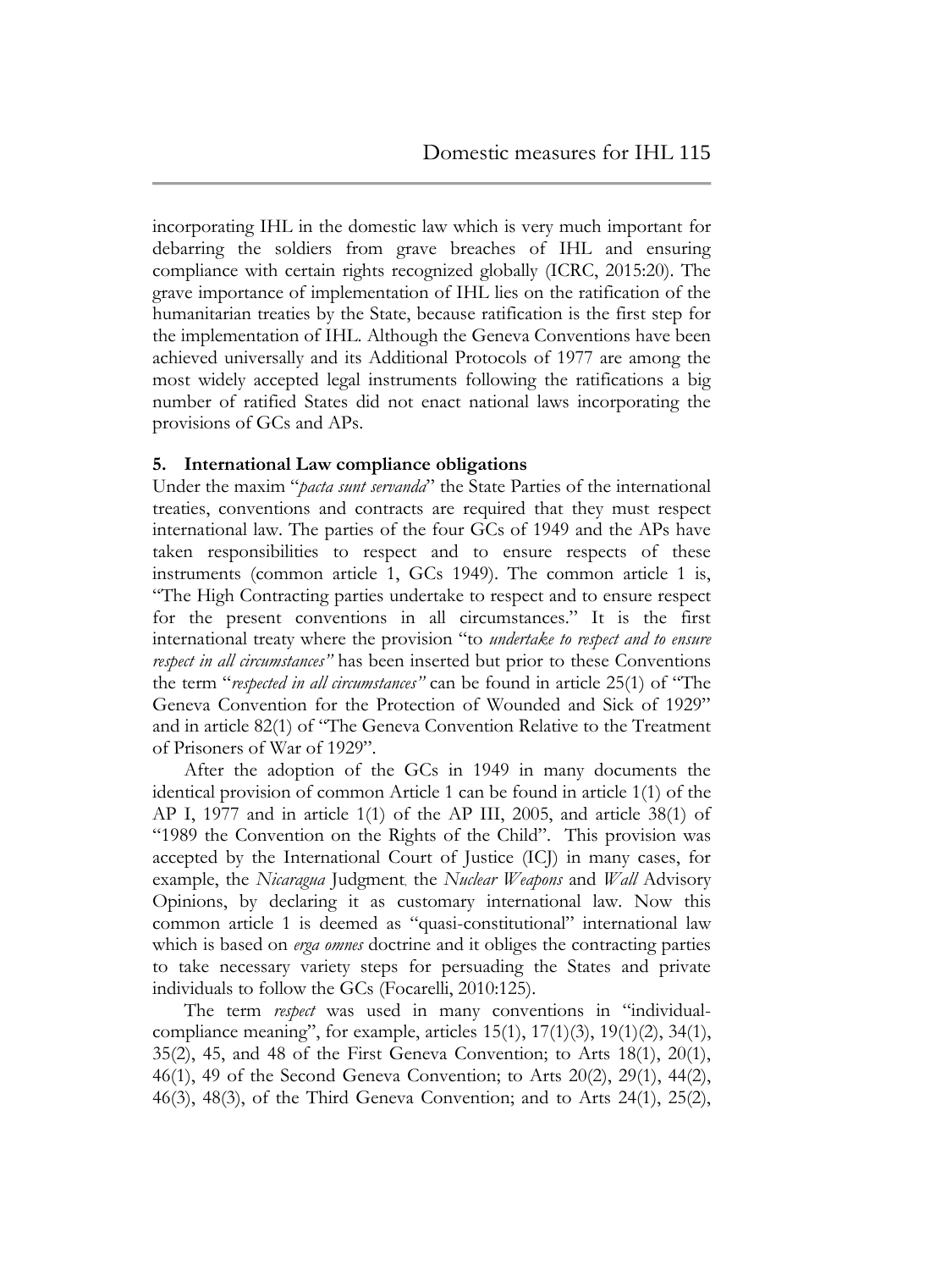incorporating IHL in the domestic law which is very much important for debarring the soldiers from grave breaches of IHL and ensuring compliance with certain rights recognized globally (ICRC, 2015:20). The grave importance of implementation of IHL lies on the ratification of the humanitarian treaties by the State, because ratification is the first step for the implementation of IHL. Although the Geneva Conventions have been achieved universally and its Additional Protocols of 1977 are among the most widely accepted legal instruments following the ratifications a big number of ratified States did not enact national laws incorporating the provisions of GCs and APs.

### 5. International Law compliance obligations

Under the maxim "*pacta sunt servanda*" the State Parties of the international treaties, conventions and contracts are required that they must respect international law. The parties of the four GCs of 1949 and the APs have taken responsibilities to respect and to ensure respects of these instruments (common article 1, GCs 1949). The common article 1 is, "The High Contracting parties undertake to respect and to ensure respect for the present conventions in all circumstances." It is the first international treaty where the provision "to *undertake to respect and to ensure respect in all circumstances"* has been inserted but prior to these Conventions the term "*respected in all circumstances"* can be found in article 25(1) of "The Geneva Convention for the Protection of Wounded and Sick of 1929" and in article 82(1) of "The Geneva Convention Relative to the Treatment of Prisoners of War of 1929".

After the adoption of the GCs in 1949 in many documents the identical provision of common Article 1 can be found in article 1(1) of the AP I, 1977 and in article 1(1) of the AP III, 2005, and article 38(1) of "1989 the Convention on the Rights of the Child". This provision was accepted by the International Court of Justice (ICJ) in many cases, for example, the *Nicaragua* Judgment, the *Nuclear Weapons* and *Wall* Advisory Opinions, by declaring it as customary international law. Now this common article 1 is deemed as "quasi-constitutional" international law which is based on *erga omnes* doctrine and it obliges the contracting parties to take necessary variety steps for persuading the States and private individuals to follow the GCs (Focarelli, 2010:125).

The term *respect* was used in many conventions in "individual-compliance meaning", for example, articles 15(1), 17(1)(3), 19(1)(2), 34(1), 35(2), 45, and 48 of the First Geneva Convention; to Arts 18(1), 20(1), 46(1), 49 of the Second Geneva Convention; to Arts 20(2), 29(1), 44(2), 46(3), 48(3), of the Third Geneva Convention; and to Arts 24(1), 25(2),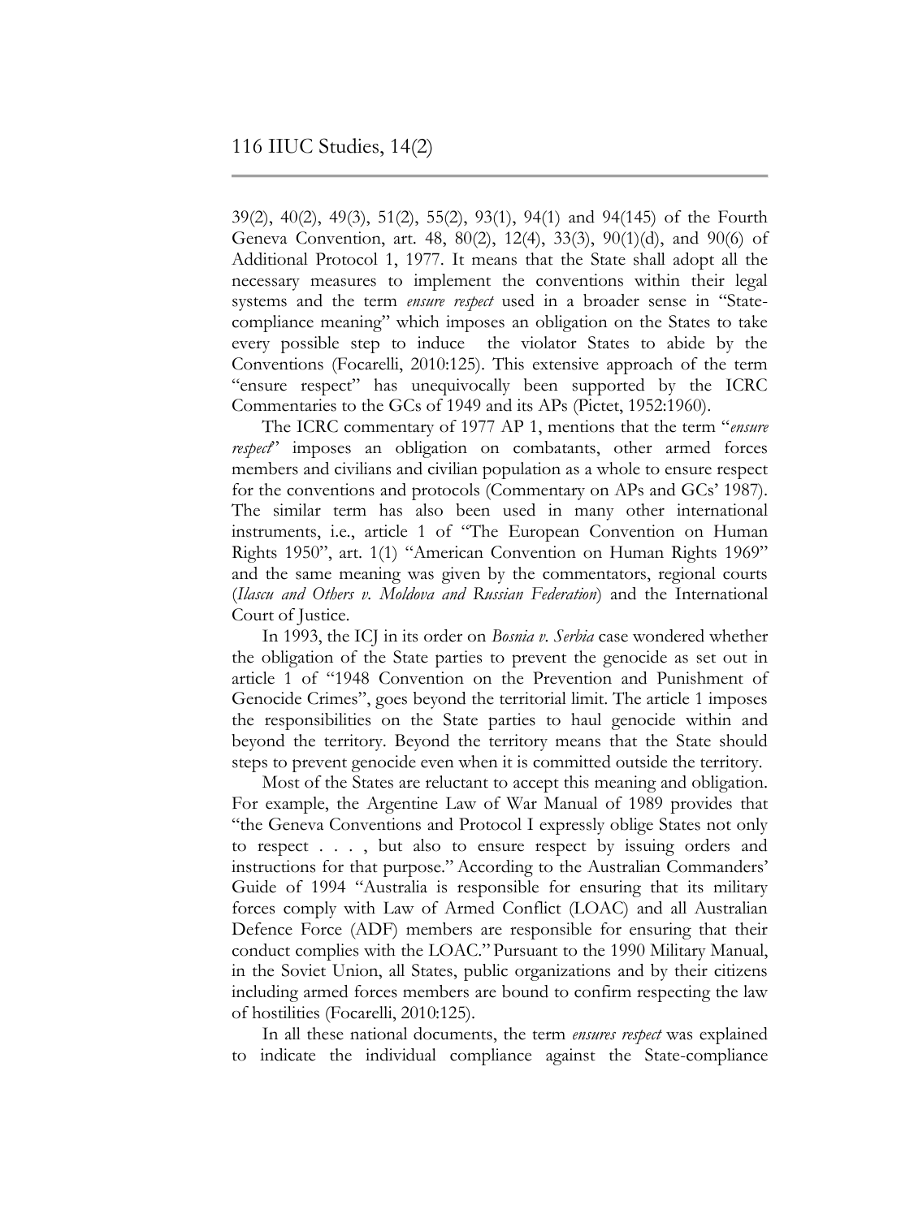39(2), 40(2), 49(3), 51(2), 55(2), 93(1), 94(1) and 94(145) of the Fourth Geneva Convention, art. 48, 80(2), 12(4), 33(3), 90(1)(d), and 90(6) of Additional Protocol 1, 1977. It means that the State shall adopt all the necessary measures to implement the conventions within their legal systems and the term *ensure respect* used in a broader sense in "State-compliance meaning" which imposes an obligation on the States to take every possible step to induce the violator States to abide by the Conventions (Focarelli, 2010:125). This extensive approach of the term "ensure respect" has unequivocally been supported by the ICRC Commentaries to the GCs of 1949 and its APs (Pictet, 1952:1960).

The ICRC commentary of 1977 AP 1, mentions that the term "*ensure respect*" imposes an obligation on combatants, other armed forces members and civilians and civilian population as a whole to ensure respect for the conventions and protocols (Commentary on APs and GCs' 1987). The similar term has also been used in many other international instruments, i.e., article 1 of "The European Convention on Human Rights 1950", art. 1(1) "American Convention on Human Rights 1969" and the same meaning was given by the commentators, regional courts (*Ilascu and Others v. Moldova and Russian Federation*) and the International Court of Justice.

In 1993, the ICJ in its order on *Bosnia v. Serbia* case wondered whether the obligation of the State parties to prevent the genocide as set out in article 1 of "1948 Convention on the Prevention and Punishment of Genocide Crimes", goes beyond the territorial limit. The article 1 imposes the responsibilities on the State parties to haul genocide within and beyond the territory. Beyond the territory means that the State should steps to prevent genocide even when it is committed outside the territory.

Most of the States are reluctant to accept this meaning and obligation. For example, the Argentine Law of War Manual of 1989 provides that "the Geneva Conventions and Protocol I expressly oblige States not only to respect . . . , but also to ensure respect by issuing orders and instructions for that purpose." According to the Australian Commanders' Guide of 1994 "Australia is responsible for ensuring that its military forces comply with Law of Armed Conflict (LOAC) and all Australian Defence Force (ADF) members are responsible for ensuring that their conduct complies with the LOAC." Pursuant to the 1990 Military Manual, in the Soviet Union, all States, public organizations and by their citizens including armed forces members are bound to confirm respecting the law of hostilities (Focarelli, 2010:125).

In all these national documents, the term *ensures respect* was explained to indicate the individual compliance against the State-compliance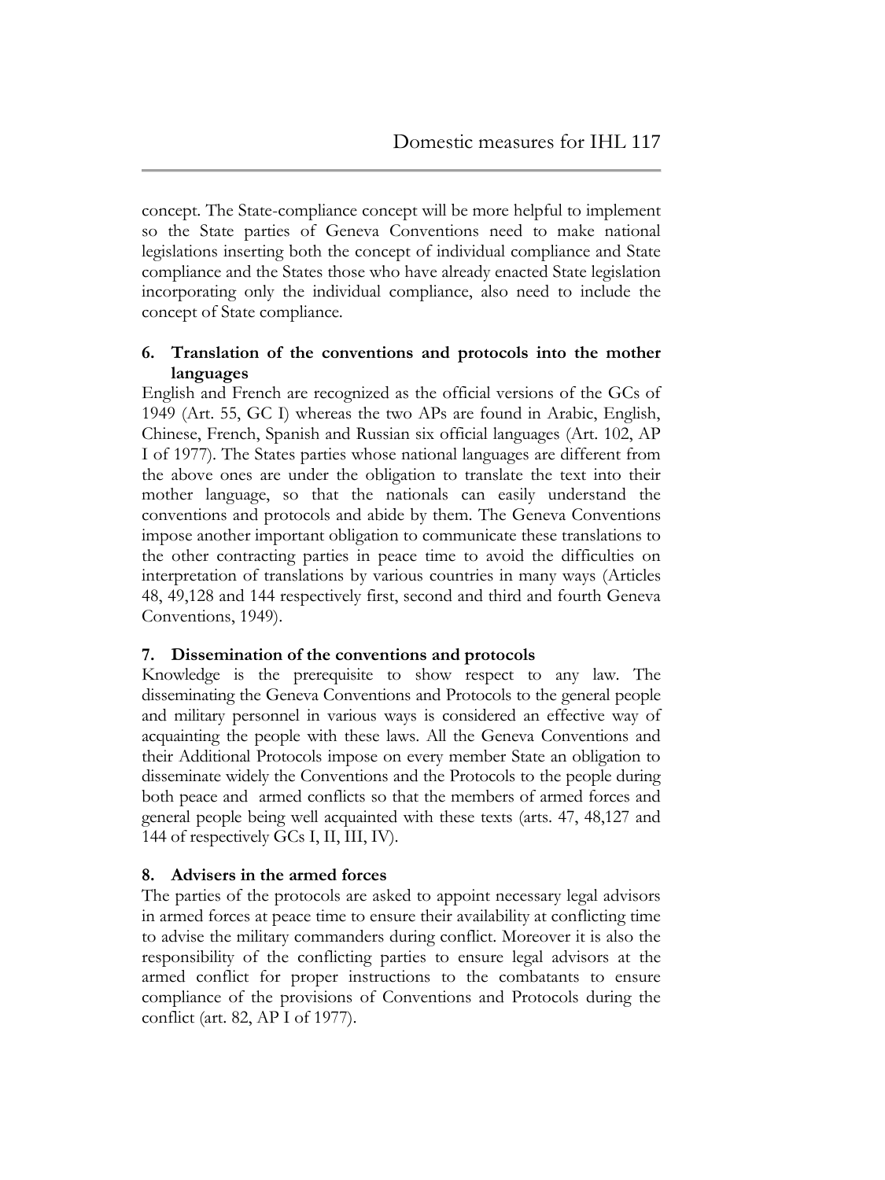concept. The State-compliance concept will be more helpful to implement so the State parties of Geneva Conventions need to make national legislations inserting both the concept of individual compliance and State compliance and the States those who have already enacted State legislation incorporating only the individual compliance, also need to include the concept of State compliance.

### 6. Translation of the conventions and protocols into the mother languages

English and French are recognized as the official versions of the GCs of 1949 (Art. 55, GC I) whereas the two APs are found in Arabic, English, Chinese, French, Spanish and Russian six official languages (Art. 102, AP I of 1977). The States parties whose national languages are different from the above ones are under the obligation to translate the text into their mother language, so that the nationals can easily understand the conventions and protocols and abide by them. The Geneva Conventions impose another important obligation to communicate these translations to the other contracting parties in peace time to avoid the difficulties on interpretation of translations by various countries in many ways (Articles 48, 49,128 and 144 respectively first, second and third and fourth Geneva Conventions, 1949).

### 7. Dissemination of the conventions and protocols

Knowledge is the prerequisite to show respect to any law. The disseminating the Geneva Conventions and Protocols to the general people and military personnel in various ways is considered an effective way of acquainting the people with these laws. All the Geneva Conventions and their Additional Protocols impose on every member State an obligation to disseminate widely the Conventions and the Protocols to the people during both peace and armed conflicts so that the members of armed forces and general people being well acquainted with these texts (arts. 47, 48,127 and 144 of respectively GCs I, II, III, IV).

### 8. Advisers in the armed forces

The parties of the protocols are asked to appoint necessary legal advisors in armed forces at peace time to ensure their availability at conflicting time to advise the military commanders during conflict. Moreover it is also the responsibility of the conflicting parties to ensure legal advisors at the armed conflict for proper instructions to the combatants to ensure compliance of the provisions of Conventions and Protocols during the conflict (art. 82, AP I of 1977).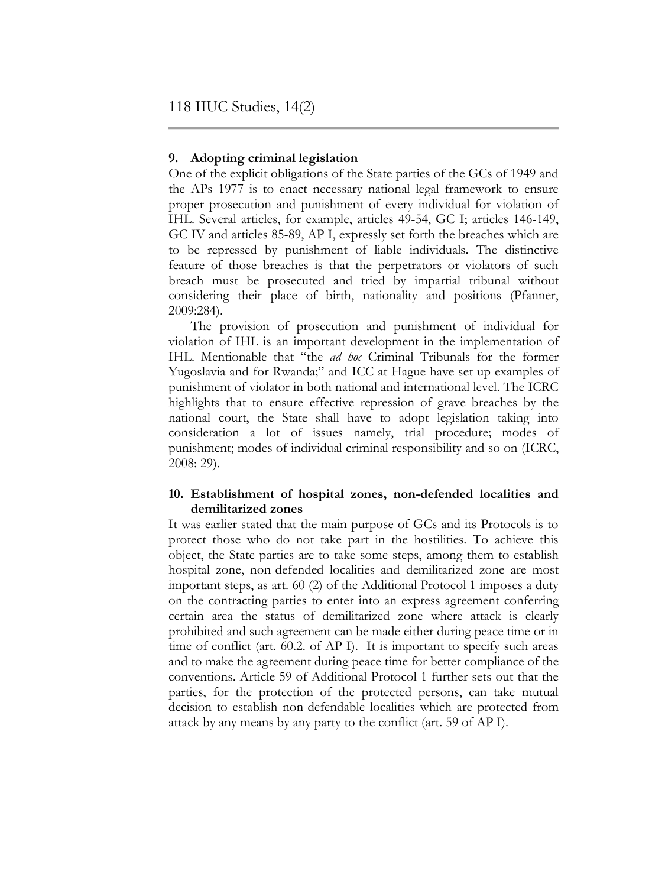### 9. Adopting criminal legislation

One of the explicit obligations of the State parties of the GCs of 1949 and the APs 1977 is to enact necessary national legal framework to ensure proper prosecution and punishment of every individual for violation of IHL. Several articles, for example, articles 49-54, GC I; articles 146-149, GC IV and articles 85-89, AP I, expressly set forth the breaches which are to be repressed by punishment of liable individuals. The distinctive feature of those breaches is that the perpetrators or violators of such breach must be prosecuted and tried by impartial tribunal without considering their place of birth, nationality and positions (Pfanner, 2009:284).

The provision of prosecution and punishment of individual for violation of IHL is an important development in the implementation of IHL. Mentionable that "the *ad hoc* Criminal Tribunals for the former Yugoslavia and for Rwanda;" and ICC at Hague have set up examples of punishment of violator in both national and international level. The ICRC highlights that to ensure effective repression of grave breaches by the national court, the State shall have to adopt legislation taking into consideration a lot of issues namely, trial procedure; modes of punishment; modes of individual criminal responsibility and so on (ICRC, 2008: 29).

### 10. Establishment of hospital zones, non-defended localities and demilitarized zones

It was earlier stated that the main purpose of GCs and its Protocols is to protect those who do not take part in the hostilities. To achieve this object, the State parties are to take some steps, among them to establish hospital zone, non-defended localities and demilitarized zone are most important steps, as art. 60 (2) of the Additional Protocol 1 imposes a duty on the contracting parties to enter into an express agreement conferring certain area the status of demilitarized zone where attack is clearly prohibited and such agreement can be made either during peace time or in time of conflict (art. 60.2. of AP I). It is important to specify such areas and to make the agreement during peace time for better compliance of the conventions. Article 59 of Additional Protocol 1 further sets out that the parties, for the protection of the protected persons, can take mutual decision to establish non-defendable localities which are protected from attack by any means by any party to the conflict (art. 59 of AP I).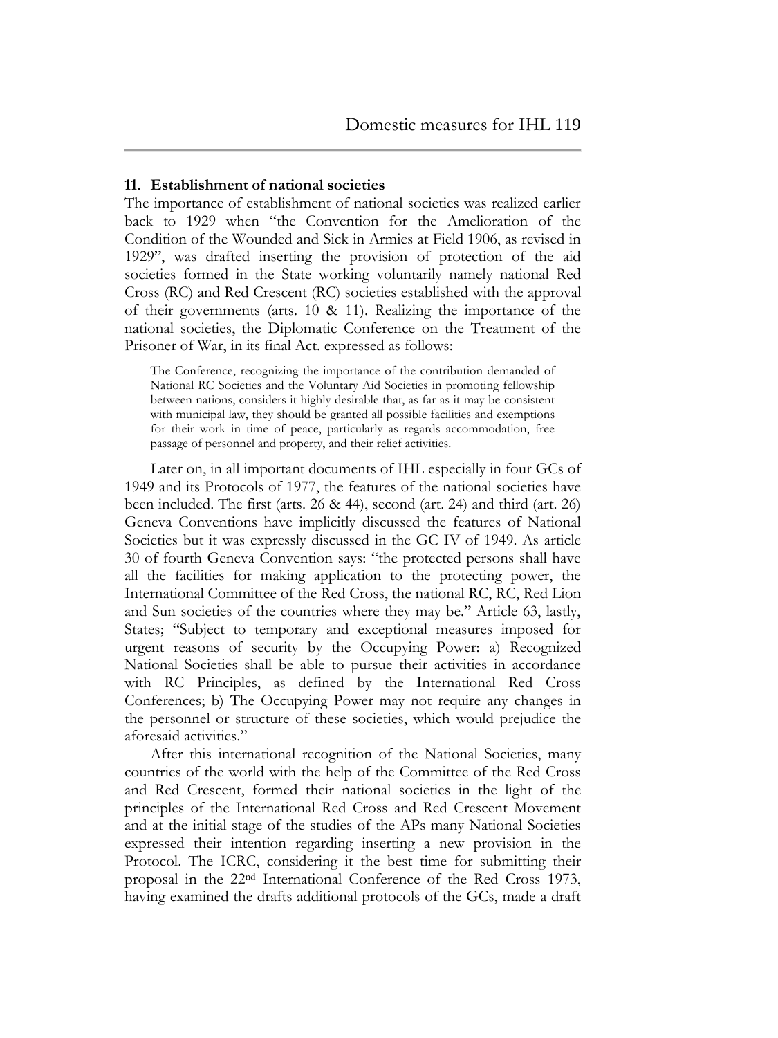## 11. Establishment of national societies

The importance of establishment of national societies was realized earlier back to 1929 when "the Convention for the Amelioration of the Condition of the Wounded and Sick in Armies at Field 1906, as revised in 1929", was drafted inserting the provision of protection of the aid societies formed in the State working voluntarily namely national Red Cross (RC) and Red Crescent (RC) societies established with the approval of their governments (arts. 10 & 11). Realizing the importance of the national societies, the Diplomatic Conference on the Treatment of the Prisoner of War, in its final Act. expressed as follows:

> The Conference, recognizing the importance of the contribution demanded of National RC Societies and the Voluntary Aid Societies in promoting fellowship between nations, considers it highly desirable that, as far as it may be consistent with municipal law, they should be granted all possible facilities and exemptions for their work in time of peace, particularly as regards accommodation, free passage of personnel and property, and their relief activities.

Later on, in all important documents of IHL especially in four GCs of 1949 and its Protocols of 1977, the features of the national societies have been included. The first (arts. 26 & 44), second (art. 24) and third (art. 26) Geneva Conventions have implicitly discussed the features of National Societies but it was expressly discussed in the GC IV of 1949. As article 30 of fourth Geneva Convention says: "the protected persons shall have all the facilities for making application to the protecting power, the International Committee of the Red Cross, the national RC, RC, Red Lion and Sun societies of the countries where they may be." Article 63, lastly, States; "Subject to temporary and exceptional measures imposed for urgent reasons of security by the Occupying Power: a) Recognized National Societies shall be able to pursue their activities in accordance with RC Principles, as defined by the International Red Cross Conferences; b) The Occupying Power may not require any changes in the personnel or structure of these societies, which would prejudice the aforesaid activities."

After this international recognition of the National Societies, many countries of the world with the help of the Committee of the Red Cross and Red Crescent, formed their national societies in the light of the principles of the International Red Cross and Red Crescent Movement and at the initial stage of the studies of the APs many National Societies expressed their intention regarding inserting a new provision in the Protocol. The ICRC, considering it the best time for submitting their proposal in the 22nd International Conference of the Red Cross 1973, having examined the drafts additional protocols of the GCs, made a draft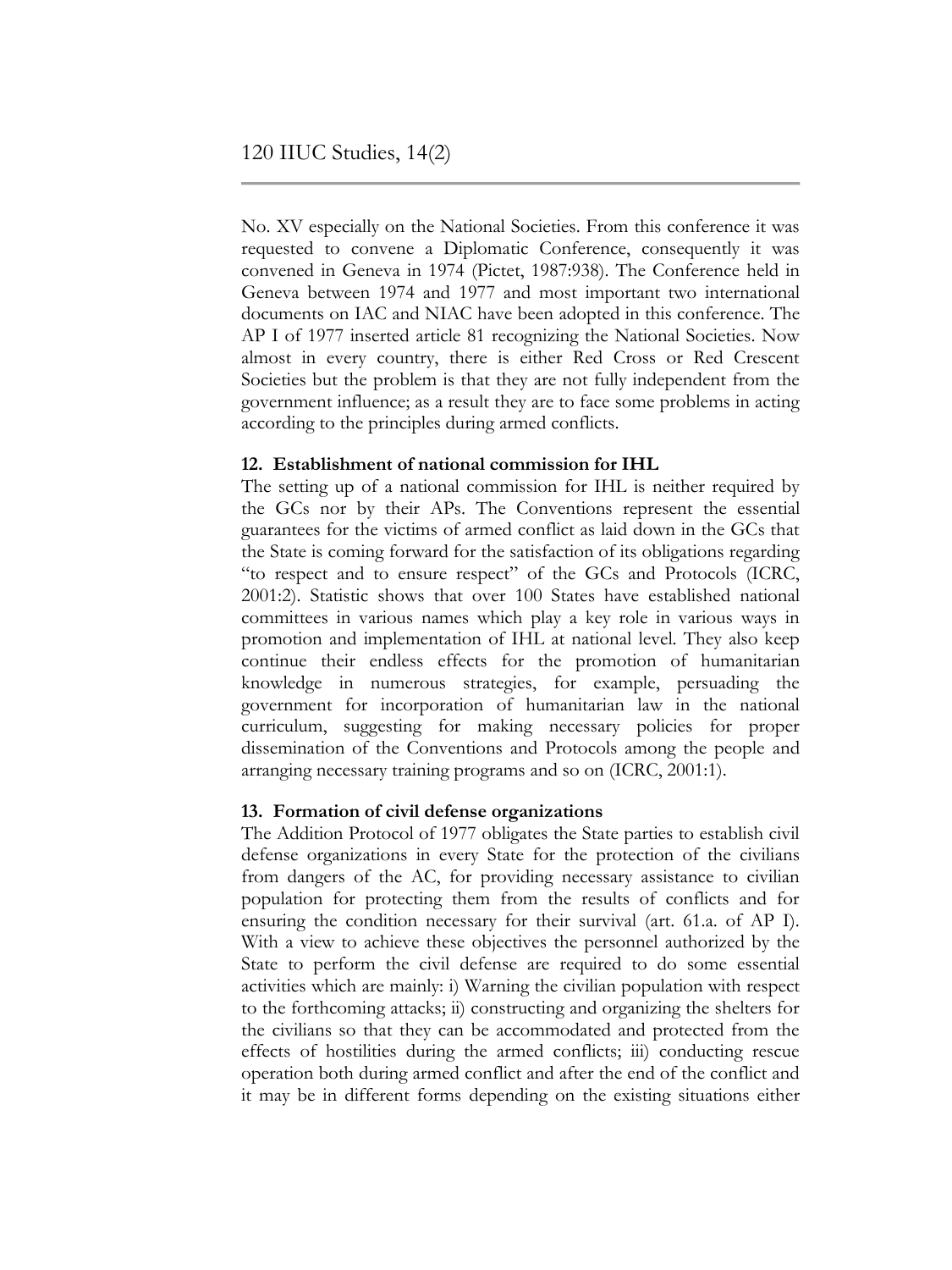No. XV especially on the National Societies. From this conference it was requested to convene a Diplomatic Conference, consequently it was convened in Geneva in 1974 (Pictet, 1987:938). The Conference held in Geneva between 1974 and 1977 and most important two international documents on IAC and NIAC have been adopted in this conference. The AP I of 1977 inserted article 81 recognizing the National Societies. Now almost in every country, there is either Red Cross or Red Crescent Societies but the problem is that they are not fully independent from the government influence; as a result they are to face some problems in acting according to the principles during armed conflicts.

### 12. Establishment of national commission for IHL

The setting up of a national commission for IHL is neither required by the GCs nor by their APs. The Conventions represent the essential guarantees for the victims of armed conflict as laid down in the GCs that the State is coming forward for the satisfaction of its obligations regarding "to respect and to ensure respect" of the GCs and Protocols (ICRC, 2001:2). Statistic shows that over 100 States have established national committees in various names which play a key role in various ways in promotion and implementation of IHL at national level. They also keep continue their endless effects for the promotion of humanitarian knowledge in numerous strategies, for example, persuading the government for incorporation of humanitarian law in the national curriculum, suggesting for making necessary policies for proper dissemination of the Conventions and Protocols among the people and arranging necessary training programs and so on (ICRC, 2001:1).

### 13. Formation of civil defense organizations

The Addition Protocol of 1977 obligates the State parties to establish civil defense organizations in every State for the protection of the civilians from dangers of the AC, for providing necessary assistance to civilian population for protecting them from the results of conflicts and for ensuring the condition necessary for their survival (art. 61.a. of AP I). With a view to achieve these objectives the personnel authorized by the State to perform the civil defense are required to do some essential activities which are mainly: i) Warning the civilian population with respect to the forthcoming attacks; ii) constructing and organizing the shelters for the civilians so that they can be accommodated and protected from the effects of hostilities during the armed conflicts; iii) conducting rescue operation both during armed conflict and after the end of the conflict and it may be in different forms depending on the existing situations either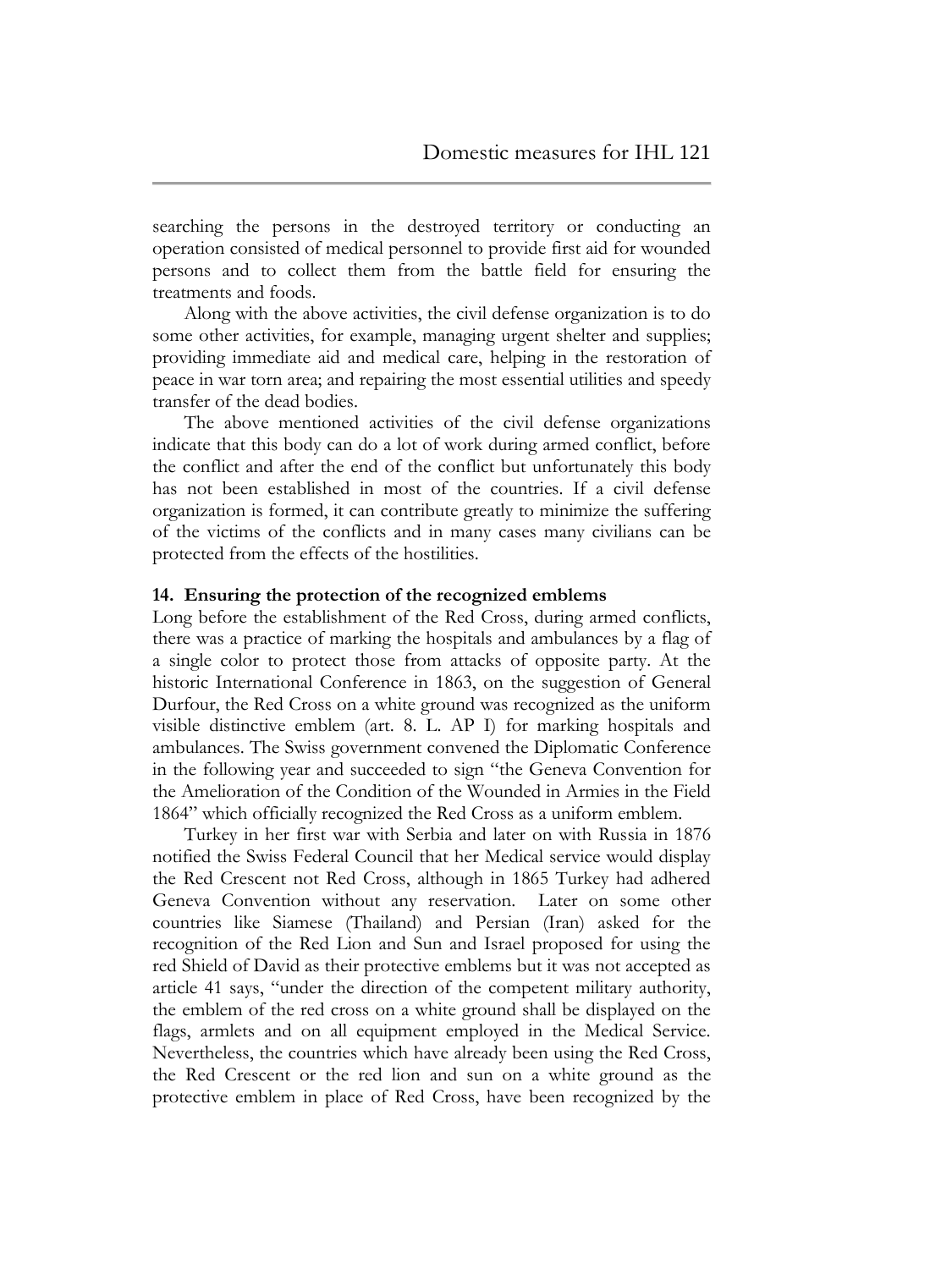searching the persons in the destroyed territory or conducting an operation consisted of medical personnel to provide first aid for wounded persons and to collect them from the battle field for ensuring the treatments and foods.

Along with the above activities, the civil defense organization is to do some other activities, for example, managing urgent shelter and supplies; providing immediate aid and medical care, helping in the restoration of peace in war torn area; and repairing the most essential utilities and speedy transfer of the dead bodies.

The above mentioned activities of the civil defense organizations indicate that this body can do a lot of work during armed conflict, before the conflict and after the end of the conflict but unfortunately this body has not been established in most of the countries. If a civil defense organization is formed, it can contribute greatly to minimize the suffering of the victims of the conflicts and in many cases many civilians can be protected from the effects of the hostilities.

## 14. Ensuring the protection of the recognized emblems

Long before the establishment of the Red Cross, during armed conflicts, there was a practice of marking the hospitals and ambulances by a flag of a single color to protect those from attacks of opposite party. At the historic International Conference in 1863, on the suggestion of General Durfour, the Red Cross on a white ground was recognized as the uniform visible distinctive emblem (art. 8. L. AP I) for marking hospitals and ambulances. The Swiss government convened the Diplomatic Conference in the following year and succeeded to sign "the Geneva Convention for the Amelioration of the Condition of the Wounded in Armies in the Field 1864" which officially recognized the Red Cross as a uniform emblem.

Turkey in her first war with Serbia and later on with Russia in 1876 notified the Swiss Federal Council that her Medical service would display the Red Crescent not Red Cross, although in 1865 Turkey had adhered Geneva Convention without any reservation. Later on some other countries like Siamese (Thailand) and Persian (Iran) asked for the recognition of the Red Lion and Sun and Israel proposed for using the red Shield of David as their protective emblems but it was not accepted as article 41 says, "under the direction of the competent military authority, the emblem of the red cross on a white ground shall be displayed on the flags, armlets and on all equipment employed in the Medical Service. Nevertheless, the countries which have already been using the Red Cross, the Red Crescent or the red lion and sun on a white ground as the protective emblem in place of Red Cross, have been recognized by the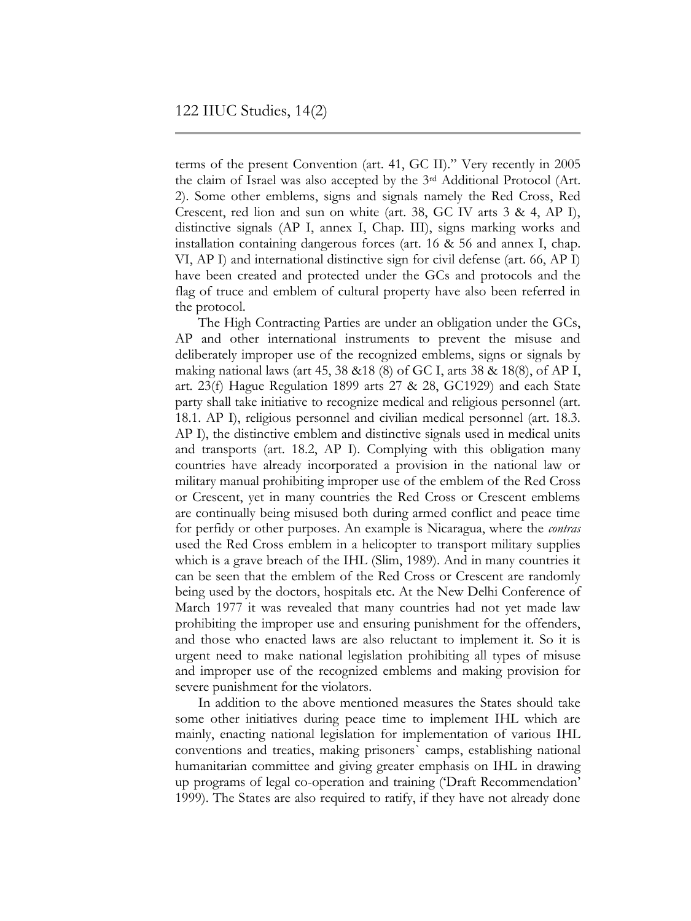terms of the present Convention (art. 41, GC II)." Very recently in 2005 the claim of Israel was also accepted by the 3rd Additional Protocol (Art. 2). Some other emblems, signs and signals namely the Red Cross, Red Crescent, red lion and sun on white (art. 38, GC IV arts 3 & 4, AP I), distinctive signals (AP I, annex I, Chap. III), signs marking works and installation containing dangerous forces (art. 16 & 56 and annex I, chap. VI, AP I) and international distinctive sign for civil defense (art. 66, AP I) have been created and protected under the GCs and protocols and the flag of truce and emblem of cultural property have also been referred in the protocol.

The High Contracting Parties are under an obligation under the GCs, AP and other international instruments to prevent the misuse and deliberately improper use of the recognized emblems, signs or signals by making national laws (art 45, 38 &18 (8) of GC I, arts 38 & 18(8), of AP I, art. 23(f) Hague Regulation 1899 arts 27 & 28, GC1929) and each State party shall take initiative to recognize medical and religious personnel (art. 18.1. AP I), religious personnel and civilian medical personnel (art. 18.3. AP I), the distinctive emblem and distinctive signals used in medical units and transports (art. 18.2, AP I). Complying with this obligation many countries have already incorporated a provision in the national law or military manual prohibiting improper use of the emblem of the Red Cross or Crescent, yet in many countries the Red Cross or Crescent emblems are continually being misused both during armed conflict and peace time for perfidy or other purposes. An example is Nicaragua, where the *contras* used the Red Cross emblem in a helicopter to transport military supplies which is a grave breach of the IHL (Slim, 1989). And in many countries it can be seen that the emblem of the Red Cross or Crescent are randomly being used by the doctors, hospitals etc. At the New Delhi Conference of March 1977 it was revealed that many countries had not yet made law prohibiting the improper use and ensuring punishment for the offenders, and those who enacted laws are also reluctant to implement it. So it is urgent need to make national legislation prohibiting all types of misuse and improper use of the recognized emblems and making provision for severe punishment for the violators.

In addition to the above mentioned measures the States should take some other initiatives during peace time to implement IHL which are mainly, enacting national legislation for implementation of various IHL conventions and treaties, making prisoners` camps, establishing national humanitarian committee and giving greater emphasis on IHL in drawing up programs of legal co-operation and training ('Draft Recommendation' 1999). The States are also required to ratify, if they have not already done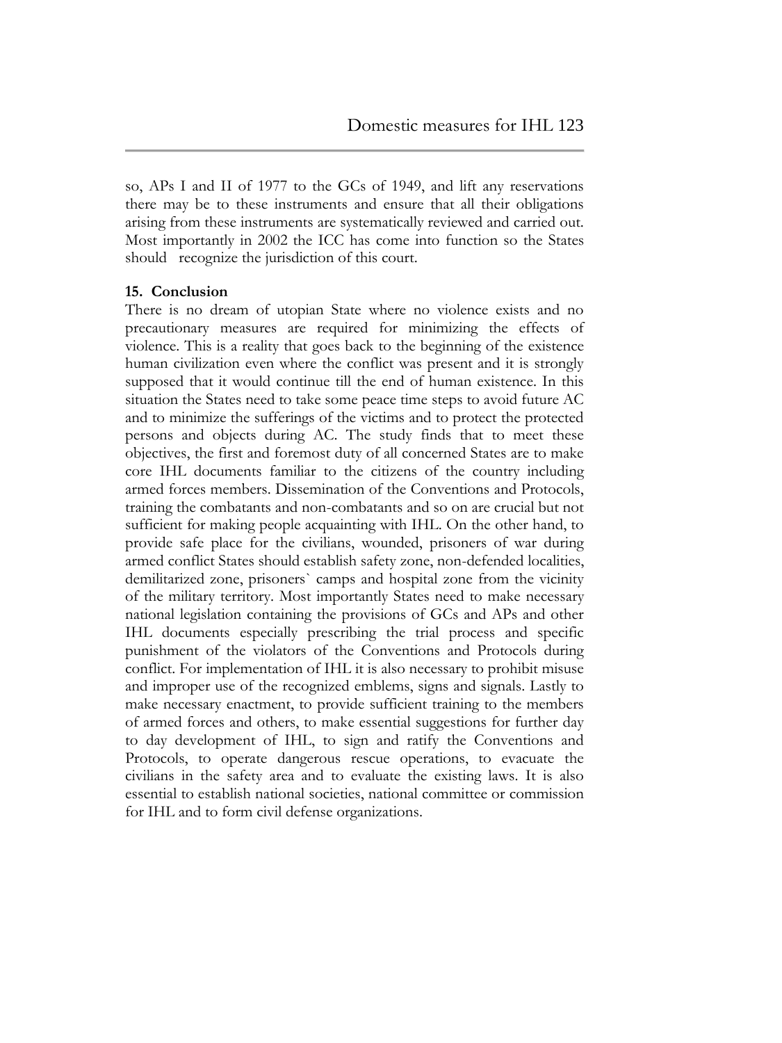so, APs I and II of 1977 to the GCs of 1949, and lift any reservations there may be to these instruments and ensure that all their obligations arising from these instruments are systematically reviewed and carried out. Most importantly in 2002 the ICC has come into function so the States should recognize the jurisdiction of this court.

## 15. Conclusion

There is no dream of utopian State where no violence exists and no precautionary measures are required for minimizing the effects of violence. This is a reality that goes back to the beginning of the existence human civilization even where the conflict was present and it is strongly supposed that it would continue till the end of human existence. In this situation the States need to take some peace time steps to avoid future AC and to minimize the sufferings of the victims and to protect the protected persons and objects during AC. The study finds that to meet these objectives, the first and foremost duty of all concerned States are to make core IHL documents familiar to the citizens of the country including armed forces members. Dissemination of the Conventions and Protocols, training the combatants and non-combatants and so on are crucial but not sufficient for making people acquainting with IHL. On the other hand, to provide safe place for the civilians, wounded, prisoners of war during armed conflict States should establish safety zone, non-defended localities, demilitarized zone, prisoners` camps and hospital zone from the vicinity of the military territory. Most importantly States need to make necessary national legislation containing the provisions of GCs and APs and other IHL documents especially prescribing the trial process and specific punishment of the violators of the Conventions and Protocols during conflict. For implementation of IHL it is also necessary to prohibit misuse and improper use of the recognized emblems, signs and signals. Lastly to make necessary enactment, to provide sufficient training to the members of armed forces and others, to make essential suggestions for further day to day development of IHL, to sign and ratify the Conventions and Protocols, to operate dangerous rescue operations, to evacuate the civilians in the safety area and to evaluate the existing laws. It is also essential to establish national societies, national committee or commission for IHL and to form civil defense organizations.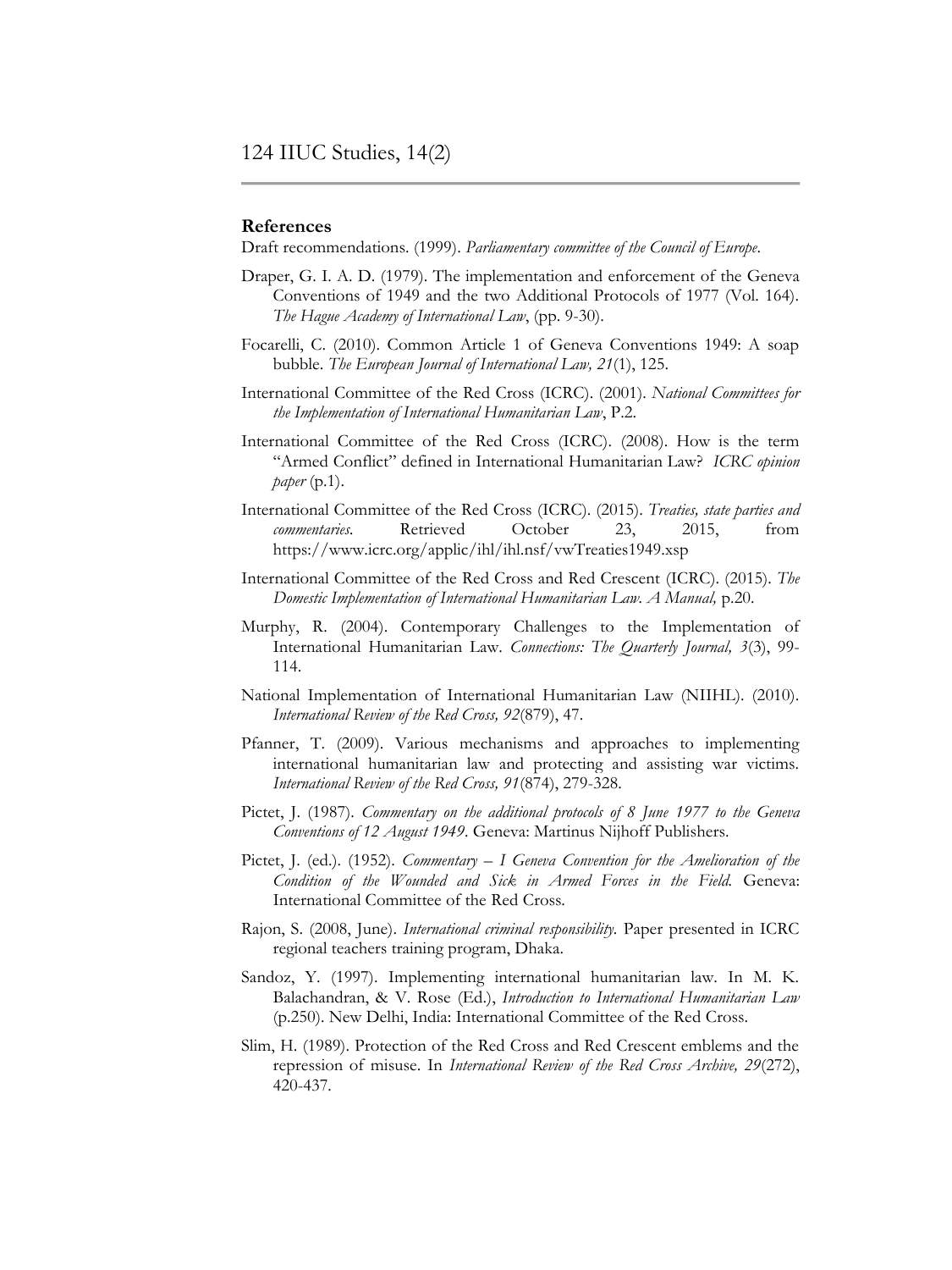## References

Draft recommendations. (1999). *Parliamentary committee of the Council of Europe*.

Draper, G. I. A. D. (1979). The implementation and enforcement of the Geneva Conventions of 1949 and the two Additional Protocols of 1977 (Vol. 164). *The Hague Academy of International Law*, (pp. 9-30).

Focarelli, C. (2010). Common Article 1 of Geneva Conventions 1949: A soap bubble. *The European Journal of International Law, 21*(1), 125.

International Committee of the Red Cross (ICRC). (2001). *National Committees for the Implementation of International Humanitarian Law*, P.2.

International Committee of the Red Cross (ICRC). (2008). How is the term "Armed Conflict" defined in International Humanitarian Law? *ICRC opinion paper* (p.1).

International Committee of the Red Cross (ICRC). (2015). *Treaties, state parties and commentaries*. Retrieved October 23, 2015, from https://www.icrc.org/applic/ihl/ihl.nsf/vwTreaties1949.xsp

International Committee of the Red Cross and Red Crescent (ICRC). (2015). *The Domestic Implementation of International Humanitarian Law. A Manual,* p.20.

Murphy, R. (2004). Contemporary Challenges to the Implementation of International Humanitarian Law. *Connections: The Quarterly Journal, 3*(3), 99-114.

National Implementation of International Humanitarian Law (NIIHL). (2010). *International Review of the Red Cross, 92*(879), 47.

Pfanner, T. (2009). Various mechanisms and approaches to implementing international humanitarian law and protecting and assisting war victims. *International Review of the Red Cross, 91*(874), 279-328.

Pictet, J. (1987). *Commentary on the additional protocols of 8 June 1977 to the Geneva Conventions of 12 August 1949*. Geneva: Martinus Nijhoff Publishers.

Pictet, J. (ed.). (1952). *Commentary – I Geneva Convention for the Amelioration of the Condition of the Wounded and Sick in Armed Forces in the Field.* Geneva: International Committee of the Red Cross.

Rajon, S. (2008, June). *International criminal responsibility.* Paper presented in ICRC regional teachers training program, Dhaka.

Sandoz, Y. (1997). Implementing international humanitarian law. In M. K. Balachandran, & V. Rose (Ed.), *Introduction to International Humanitarian Law* (p.250). New Delhi, India: International Committee of the Red Cross.

Slim, H. (1989). Protection of the Red Cross and Red Crescent emblems and the repression of misuse. In *International Review of the Red Cross Archive, 29*(272), 420-437.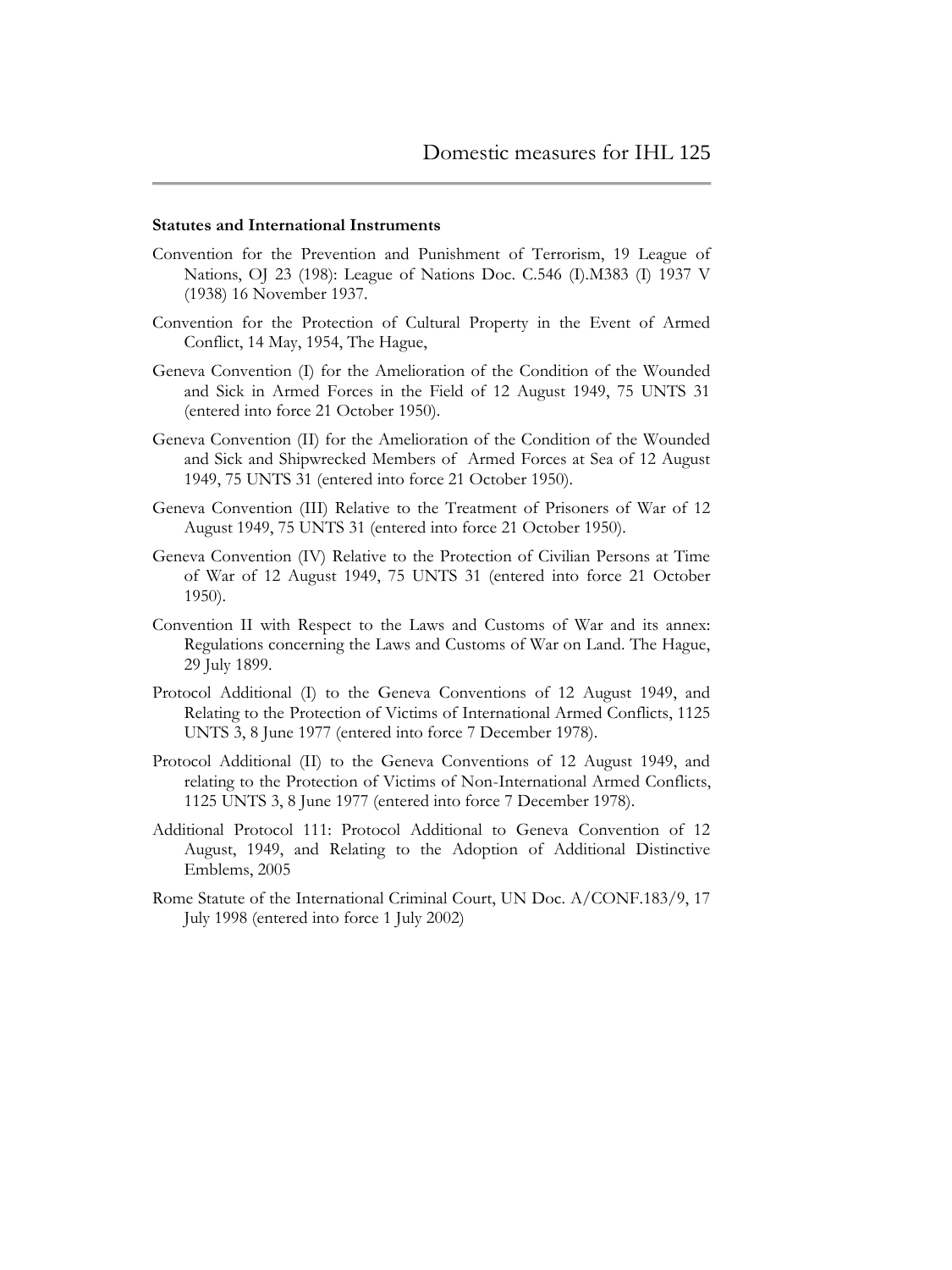**Statutes and International Instruments**

Convention for the Prevention and Punishment of Terrorism, 19 League of Nations, OJ 23 (198): League of Nations Doc. C.546 (I).M383 (I) 1937 V (1938) 16 November 1937.

Convention for the Protection of Cultural Property in the Event of Armed Conflict, 14 May, 1954, The Hague,

Geneva Convention (I) for the Amelioration of the Condition of the Wounded and Sick in Armed Forces in the Field of 12 August 1949, 75 UNTS 31 (entered into force 21 October 1950).

Geneva Convention (II) for the Amelioration of the Condition of the Wounded and Sick and Shipwrecked Members of Armed Forces at Sea of 12 August 1949, 75 UNTS 31 (entered into force 21 October 1950).

Geneva Convention (III) Relative to the Treatment of Prisoners of War of 12 August 1949, 75 UNTS 31 (entered into force 21 October 1950).

Geneva Convention (IV) Relative to the Protection of Civilian Persons at Time of War of 12 August 1949, 75 UNTS 31 (entered into force 21 October 1950).

Convention II with Respect to the Laws and Customs of War and its annex: Regulations concerning the Laws and Customs of War on Land. The Hague, 29 July 1899.

Protocol Additional (I) to the Geneva Conventions of 12 August 1949, and Relating to the Protection of Victims of International Armed Conflicts, 1125 UNTS 3, 8 June 1977 (entered into force 7 December 1978).

Protocol Additional (II) to the Geneva Conventions of 12 August 1949, and relating to the Protection of Victims of Non-International Armed Conflicts, 1125 UNTS 3, 8 June 1977 (entered into force 7 December 1978).

Additional Protocol 111: Protocol Additional to Geneva Convention of 12 August, 1949, and Relating to the Adoption of Additional Distinctive Emblems, 2005

Rome Statute of the International Criminal Court, UN Doc. A/CONF.183/9, 17 July 1998 (entered into force 1 July 2002)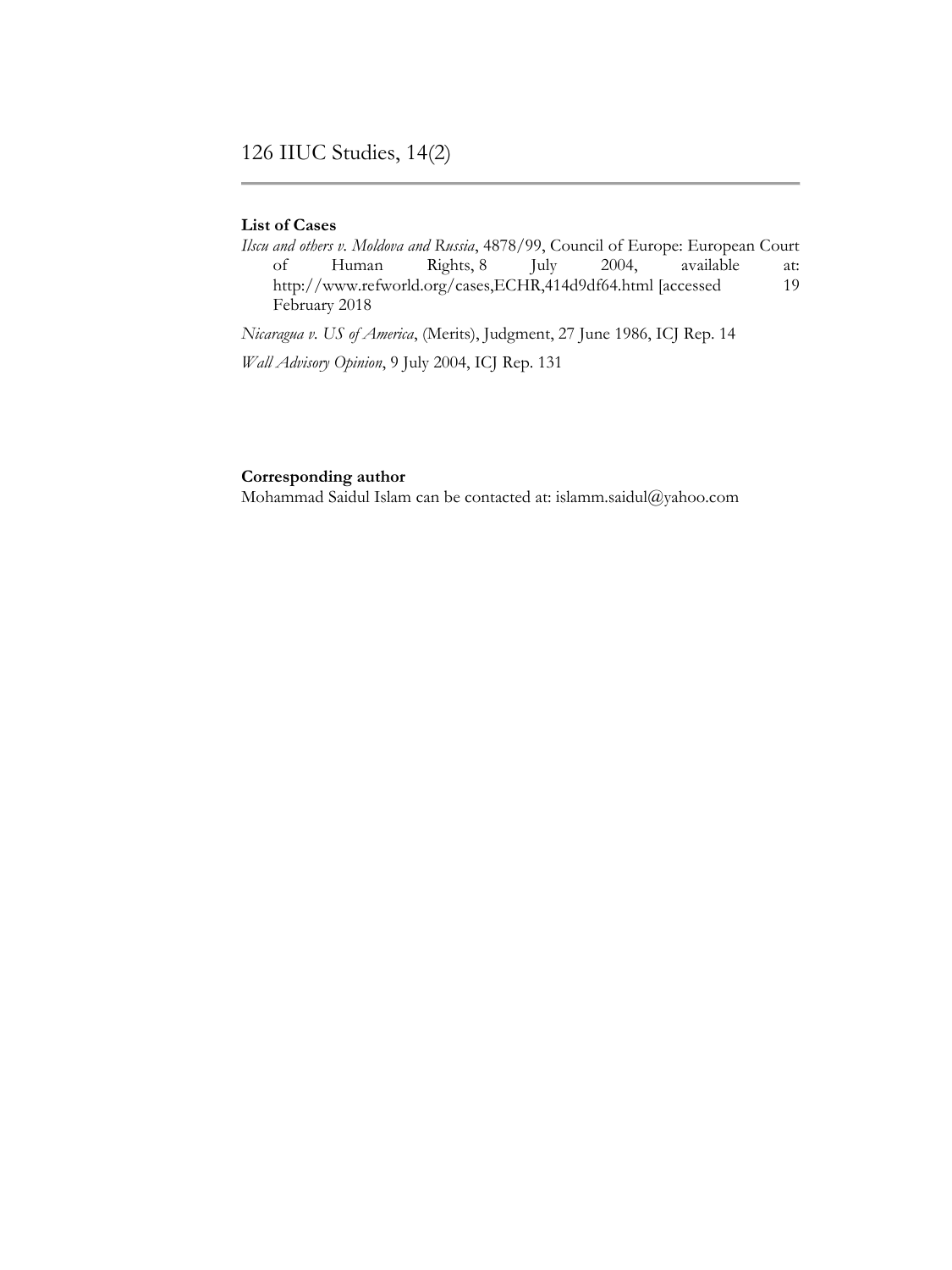**List of Cases**

*Ilscu and others v. Moldova and Russia*, 4878/99, Council of Europe: European Court of Human Rights, 8 July 2004, available at: http://www.refworld.org/cases,ECHR,414d9df64.html [accessed 19 February 2018

*Nicaragua v. US of America*, (Merits), Judgment, 27 June 1986, ICJ Rep. 14

*Wall Advisory Opinion*, 9 July 2004, ICJ Rep. 131

**Corresponding author**

Mohammad Saidul Islam can be contacted at: islamm.saidul@yahoo.com